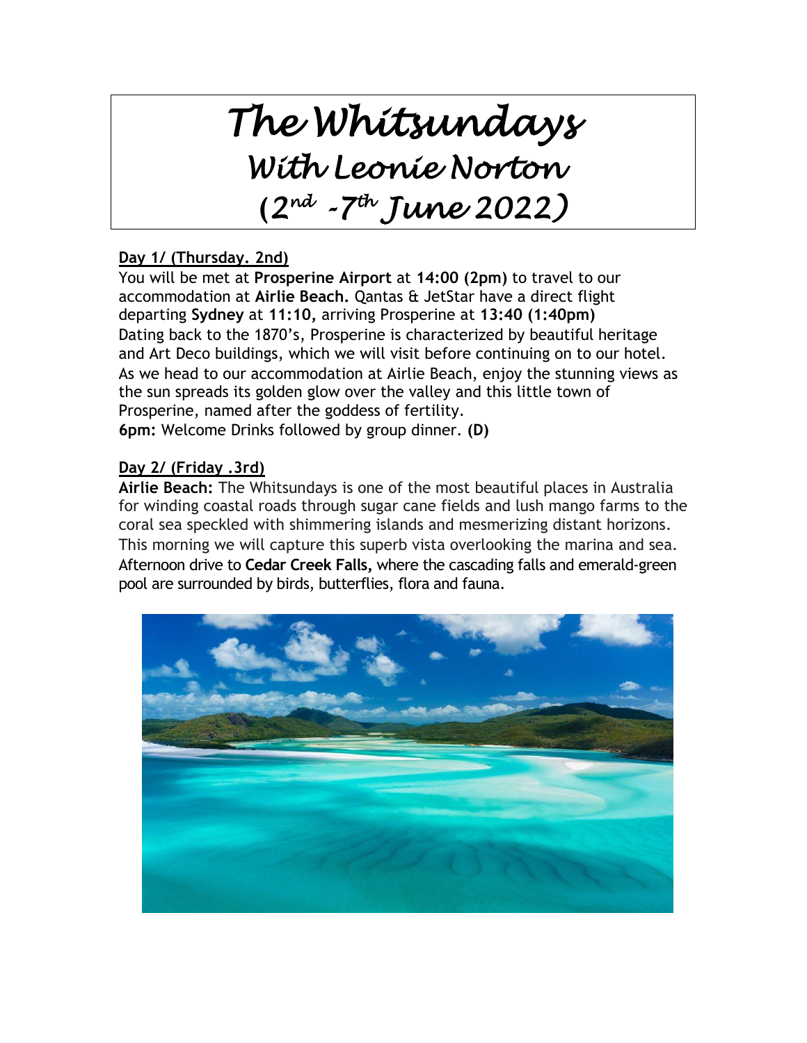# The Whitsundays
## With Leonie Norton
## (2nd -7th June 2022)

**Day 1/ (Thursday. 2nd)**

You will be met at **Prosperine Airport** at **14:00 (2pm)** to travel to our accommodation at **Airlie Beach.** Qantas & JetStar have a direct flight departing **Sydney** at **11:10,** arriving Prosperine at **13:40 (1:40pm)**
Dating back to the 1870's, Prosperine is characterized by beautiful heritage and Art Deco buildings, which we will visit before continuing on to our hotel. As we head to our accommodation at Airlie Beach, enjoy the stunning views as the sun spreads its golden glow over the valley and this little town of Prosperine, named after the goddess of fertility.
**6pm:** Welcome Drinks followed by group dinner. **(D)**

**Day 2/ (Friday .3rd)**

**Airlie Beach:** The Whitsundays is one of the most beautiful places in Australia for winding coastal roads through sugar cane fields and lush mango farms to the coral sea speckled with shimmering islands and mesmerizing distant horizons. This morning we will capture this superb vista overlooking the marina and sea. Afternoon drive to **Cedar Creek Falls,** where the cascading falls and emerald-green pool are surrounded by birds, butterflies, flora and fauna.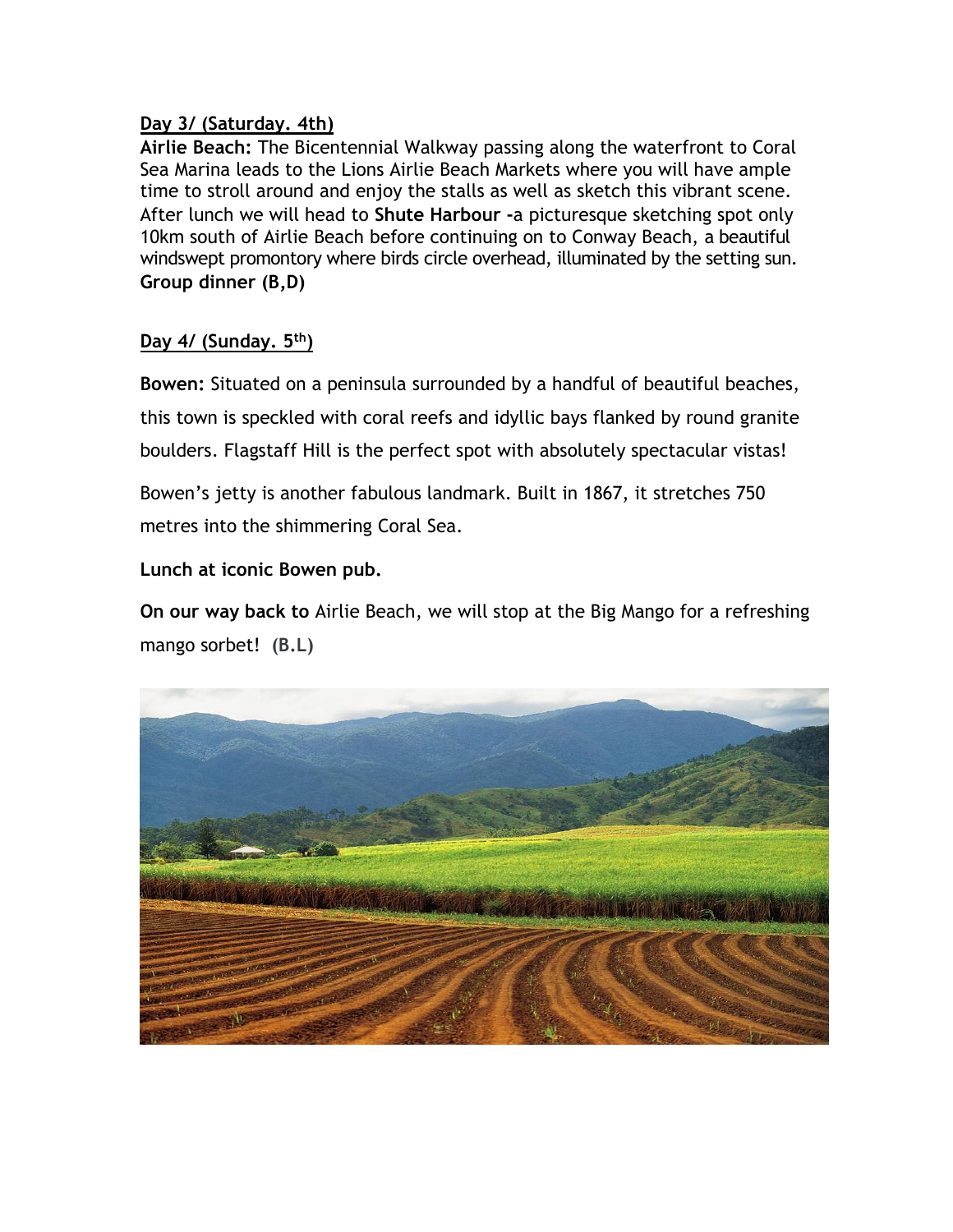**Day 3/ (Saturday. 4th)**

**Airlie Beach:** The Bicentennial Walkway passing along the waterfront to Coral Sea Marina leads to the Lions Airlie Beach Markets where you will have ample time to stroll around and enjoy the stalls as well as sketch this vibrant scene. After lunch we will head to **Shute Harbour -**a picturesque sketching spot only 10km south of Airlie Beach before continuing on to Conway Beach, a beautiful windswept promontory where birds circle overhead, illuminated by the setting sun. **Group dinner (B,D)**

**Day 4/ (Sunday. 5th)**

**Bowen:** Situated on a peninsula surrounded by a handful of beautiful beaches, this town is speckled with coral reefs and idyllic bays flanked by round granite boulders. Flagstaff Hill is the perfect spot with absolutely spectacular vistas!

Bowen's jetty is another fabulous landmark. Built in 1867, it stretches 750 metres into the shimmering Coral Sea.

**Lunch at iconic Bowen pub.**

**On our way back to** Airlie Beach, we will stop at the Big Mango for a refreshing mango sorbet! **(B.L)**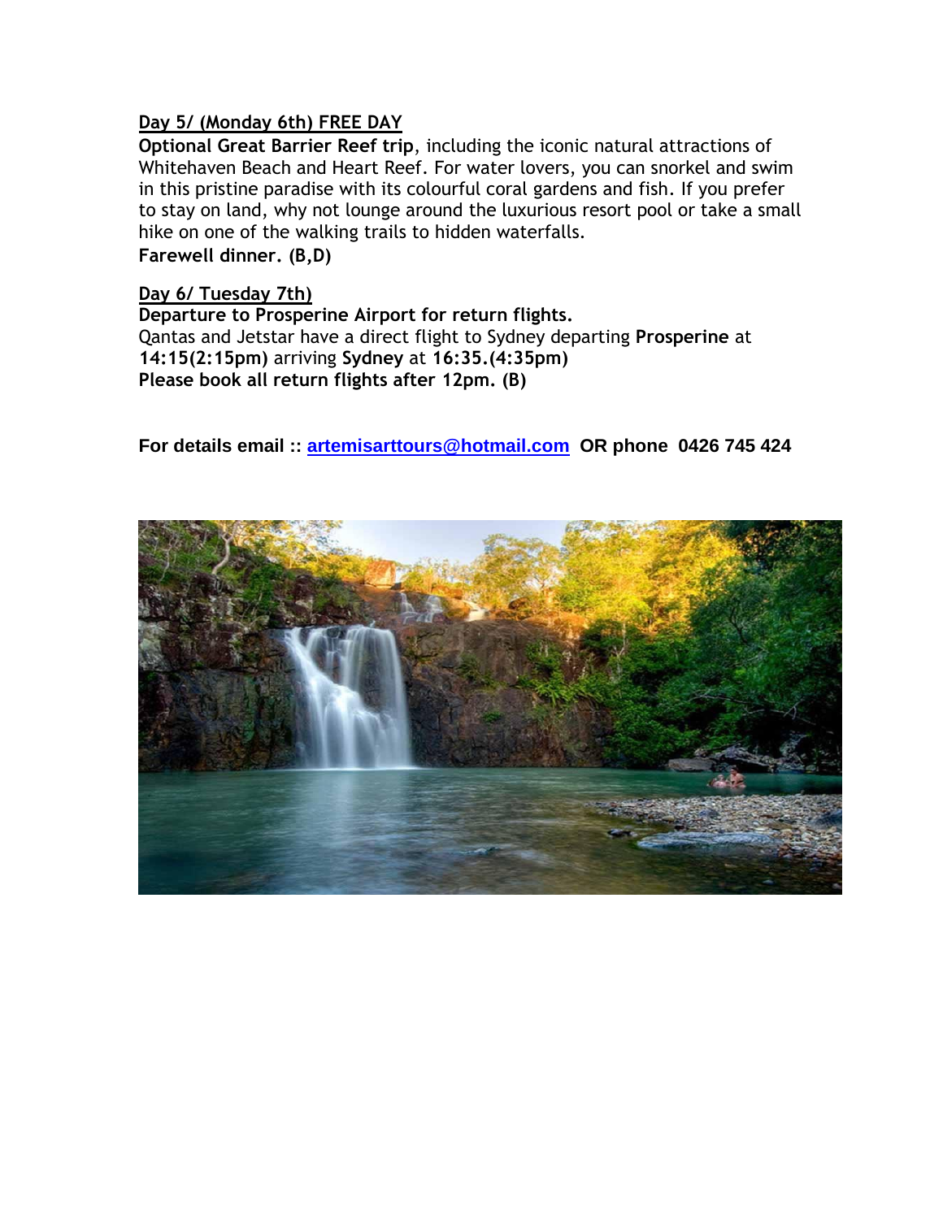**Day 5/ (Monday 6th) FREE DAY**

**Optional Great Barrier Reef trip**, including the iconic natural attractions of Whitehaven Beach and Heart Reef. For water lovers, you can snorkel and swim in this pristine paradise with its colourful coral gardens and fish. If you prefer to stay on land, why not lounge around the luxurious resort pool or take a small hike on one of the walking trails to hidden waterfalls.

**Farewell dinner. (B,D)**

**Day 6/ Tuesday 7th)**

**Departure to Prosperine Airport for return flights.**

Qantas and Jetstar have a direct flight to Sydney departing **Prosperine** at **14:15(2:15pm)** arriving **Sydney** at **16:35.(4:35pm)**

**Please book all return flights after 12pm. (B)**

**For details email :: [artemisarttours@hotmail.com](mailto:artemisarttours@hotmail.com) OR phone 0426 745 424**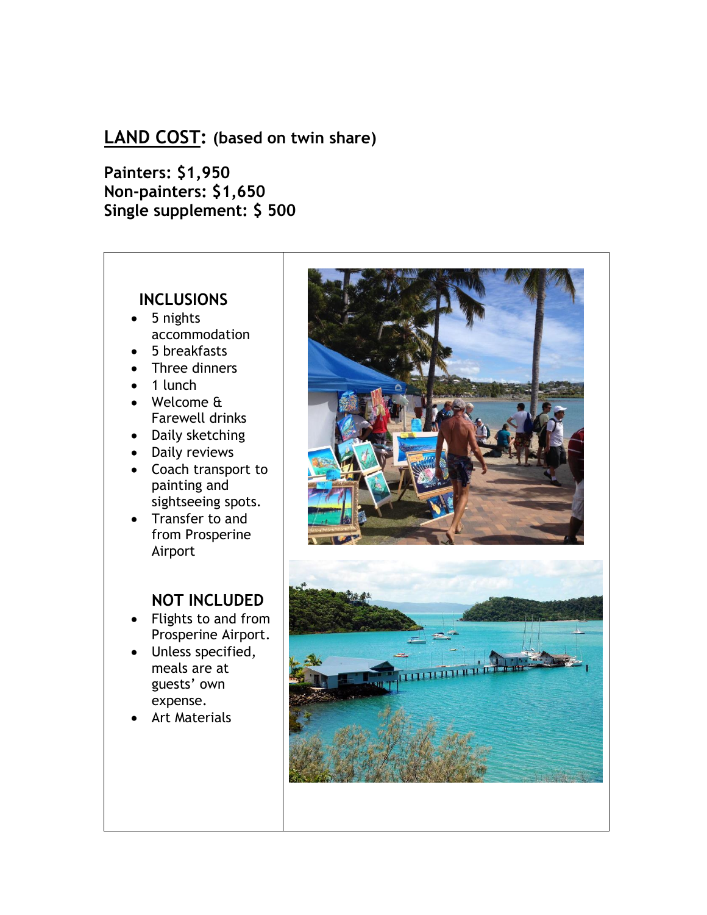## LAND COST: (based on twin share)

**Painters: $1,950**
**Non-painters: $1,650**
**Single supplement: $ 500**

### INCLUSIONS

- 5 nights accommodation
- 5 breakfasts
- Three dinners
- 1 lunch
- Welcome & Farewell drinks
- Daily sketching
- Daily reviews
- Coach transport to painting and sightseeing spots.
- Transfer to and from Prosperine Airport

### NOT INCLUDED

- Flights to and from Prosperine Airport.
- Unless specified, meals are at guests' own expense.
- Art Materials